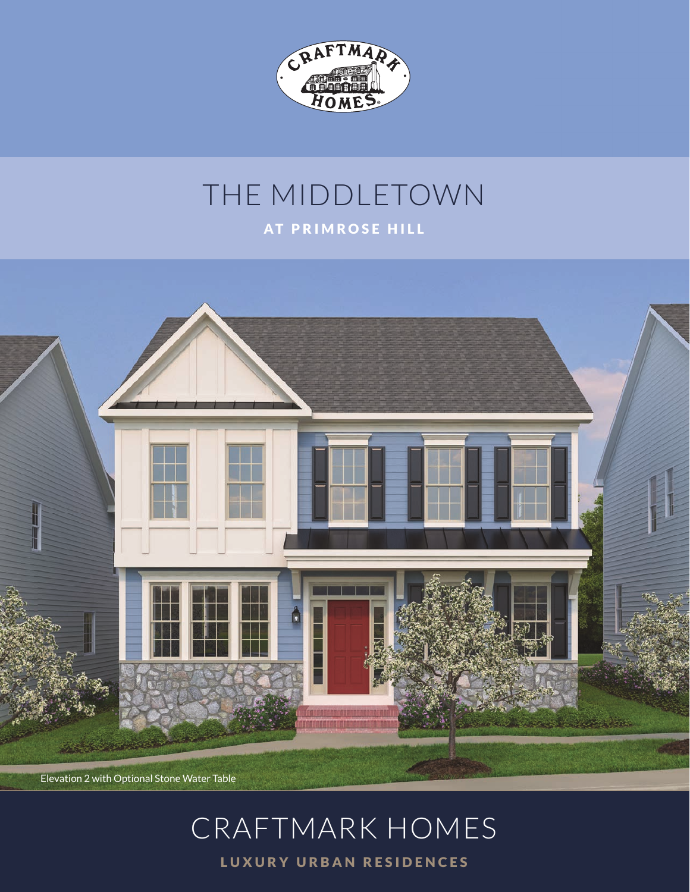# THE MIDDLETOWN

## AT PRIMROSE HILL

Elevation 2 with Optional Stone Water Table

# CRAFTMARK HOMES

LUXURY URBAN RESIDENCES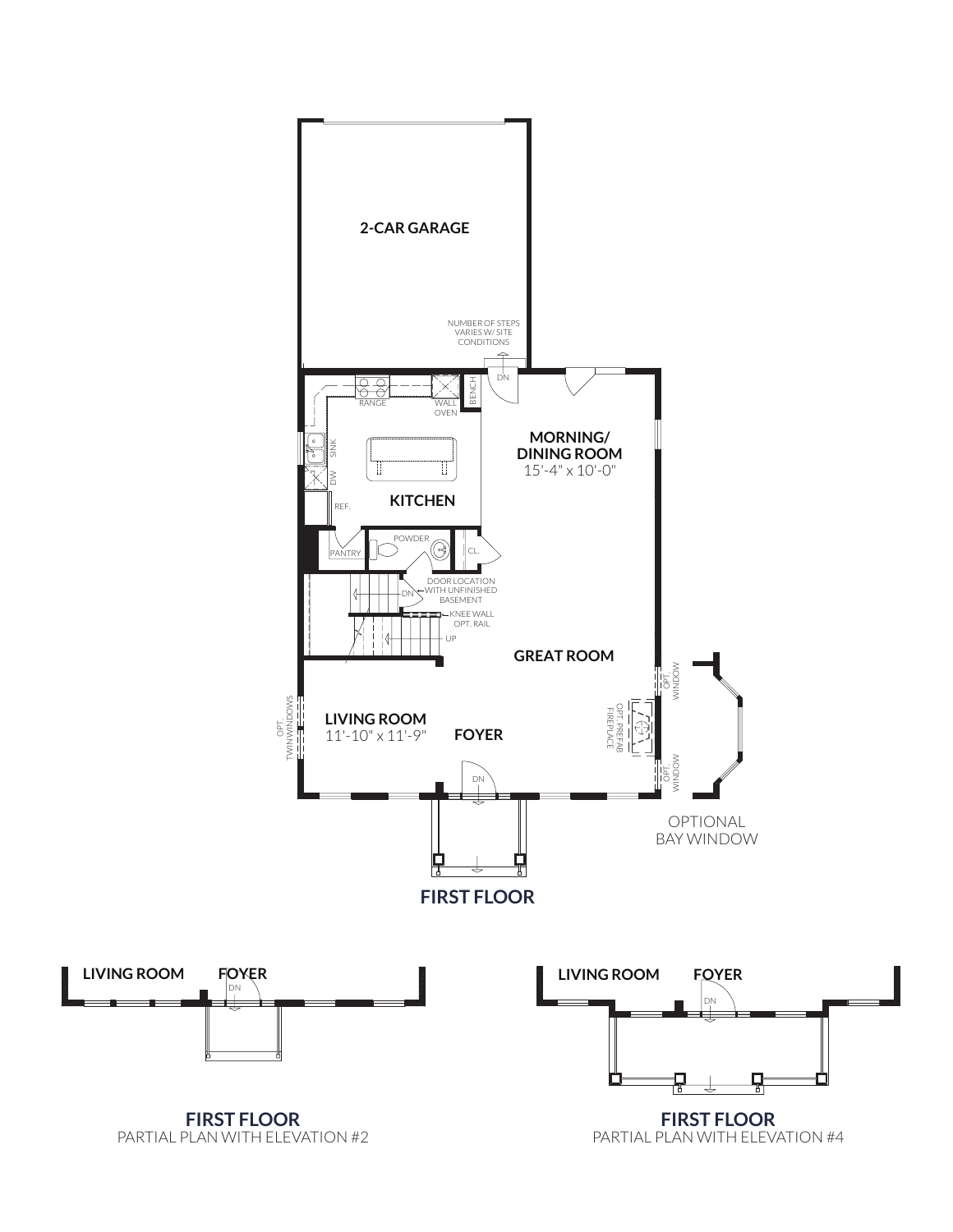2-CAR GARAGE

NUMBER OF STEPS VARIES W/ SITE CONDITIONS

DN

RANGE

WALL OVEN

BENCH

SINK

DW

REF.

KITCHEN

MORNING/ DINING ROOM
15'-4" x 10'-0"

PANTRY

POWDER

CL.

DN

DOOR LOCATION WITH UNFINISHED BASEMENT

KNEE WALL OPT. RAIL

UP

GREAT ROOM

OPT. WINDOW

OPT. PREFAB FIREPLACE

OPT. WINDOW

OPT. TWIN WINDOWS

LIVING ROOM
11'-10" x 11'-9"

FOYER

DN

OPTIONAL BAY WINDOW

**FIRST FLOOR**

LIVING ROOM

FOYER

DN

**FIRST FLOOR**
PARTIAL PLAN WITH ELEVATION #2

LIVING ROOM

FOYER

DN

**FIRST FLOOR**
PARTIAL PLAN WITH ELEVATION #4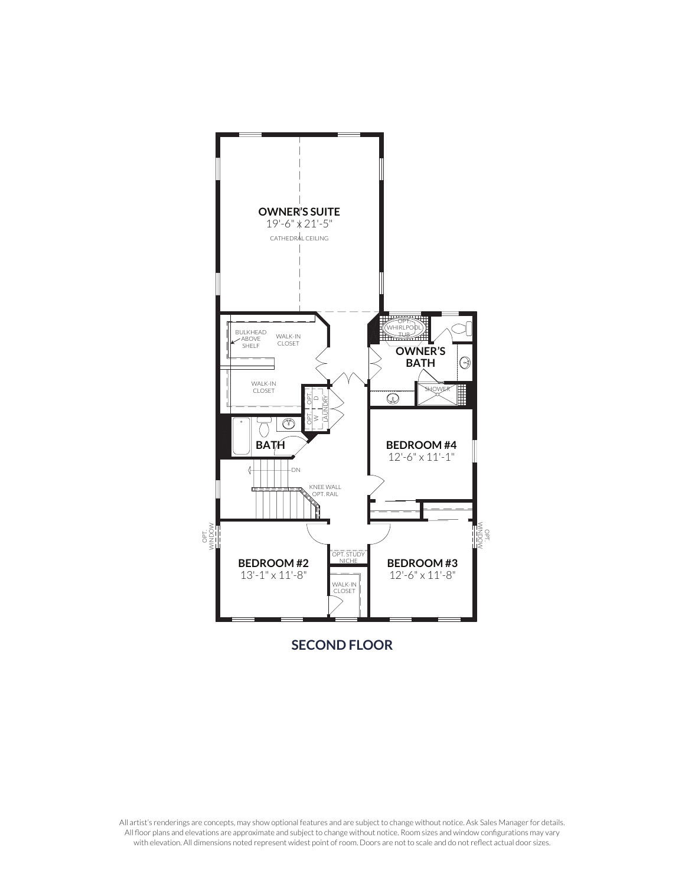OWNER'S SUITE
19'-6" x 21'-5"
CATHEDRAL CEILING

BULKHEAD ABOVE SHELF

WALK-IN CLOSET

WALK-IN CLOSET

OPT. WHIRLPOOL TUB

OWNER'S BATH

SHOWER

OPT. D

OPT. W

LAUNDRY

BATH

DN

KNEE WALL OPT. RAIL

BEDROOM #4
12'-6" x 11'-1"

OPT. WINDOW

BEDROOM #2
13'-1" x 11'-8"

OPT. STUDY NICHE

WALK-IN CLOSET

BEDROOM #3
12'-6" x 11'-8"

OPT. WINDOW

## SECOND FLOOR

All artist's renderings are concepts, may show optional features and are subject to change without notice. Ask Sales Manager for details. All floor plans and elevations are approximate and subject to change without notice. Room sizes and window configurations may vary with elevation. All dimensions noted represent widest point of room. Doors are not to scale and do not reflect actual door sizes.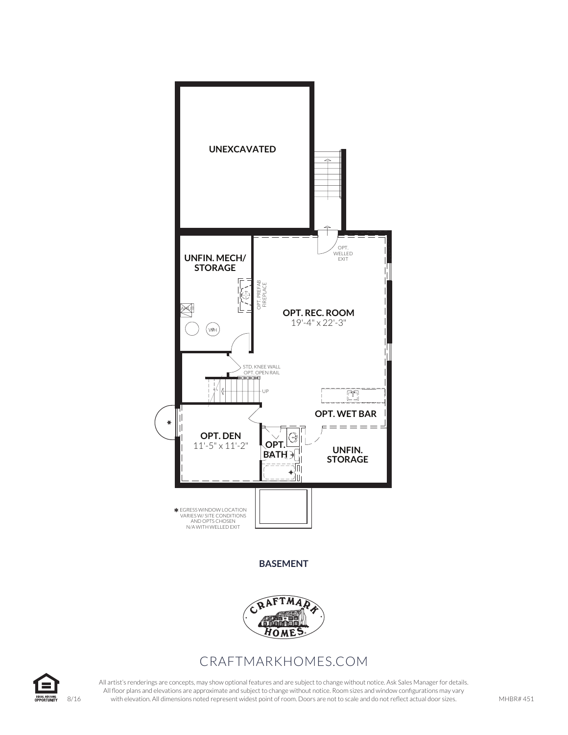UNEXCAVATED

UNFIN. MECH/ STORAGE

OPT. PREFAB FIREPLACE

OPT. WELLED EXIT

OPT. REC. ROOM
19'-4" x 22'-3"

STD. KNEE WALL
OPT. OPEN RAIL

UP

OPT. WET BAR

OPT. DEN
11'-5" x 11'-2"

OPT. BATH

UNFIN. STORAGE

* EGRESS WINDOW LOCATION VARIES W/ SITE CONDITIONS AND OPTS CHOSEN N/A WITH WELLED EXIT

## BASEMENT

CRAFTMARK HOMES

CRAFTMARKHOMES.COM

All artist's renderings are concepts, may show optional features and are subject to change without notice. Ask Sales Manager for details. All floor plans and elevations are approximate and subject to change without notice. Room sizes and window configurations may vary with elevation. All dimensions noted represent widest point of room. Doors are not to scale and do not reflect actual door sizes.

EQUAL HOUSING OPPORTUNITY 8/16 MHBR# 451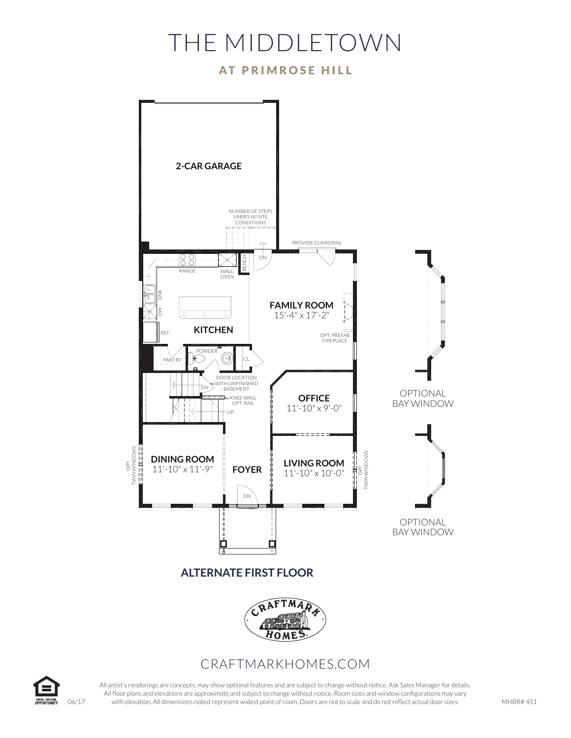# THE MIDDLETOWN

## AT PRIMROSE HILL

2-CAR GARAGE

NUMBER OF STEPS VARIES W/ SITE CONDITIONS

PROVIDE GUARDRAIL

DN

BENCH

RANGE

WALL OVEN

SINK

DW

REF.

KITCHEN

FAMILY ROOM
15'-4" x 17'-2"

OPT. PREFAB FIREPLACE

PANTRY

POWDER

CL.

DOOR LOCATION WITH UNFINISHED BASEMENT

DN

KNEE WALL OPT. RAIL

UP

OFFICE
11'-10" x 9'-0"

OPT. TWIN WINDOWS

DINING ROOM
11'-10" x 11'-9"

FOYER

LIVING ROOM
11'-10" x 10'-0"

OPT. TWIN WINDOWS

DN

OPTIONAL BAY WINDOW

OPTIONAL BAY WINDOW

**ALTERNATE FIRST FLOOR**

CRAFTMARK HOMES

CRAFTMARKHOMES.COM

EQUAL HOUSING OPPORTUNITY 06/17

All artist's renderings are concepts, may show optional features and are subject to change without notice. Ask Sales Manager for details. All floor plans and elevations are approximate and subject to change without notice. Room sizes and window configurations may vary with elevation. All dimensions noted represent widest point of room. Doors are not to scale and do not reflect actual door sizes.

MHBR# 451